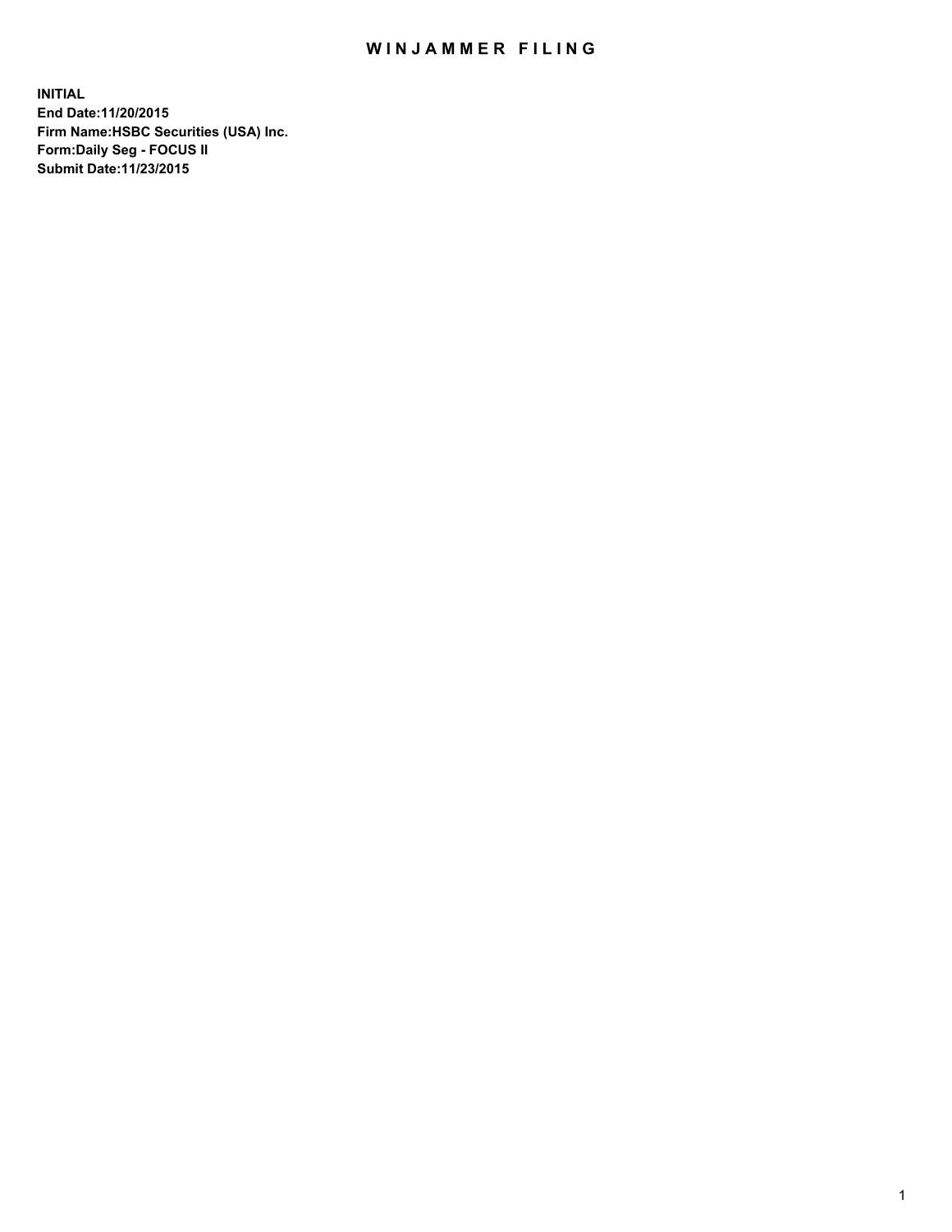# WINJAMMER FILING

**INITIAL**
**End Date:11/20/2015**
**Firm Name:HSBC Securities (USA) Inc.**
**Form:Daily Seg - FOCUS II**
**Submit Date:11/23/2015**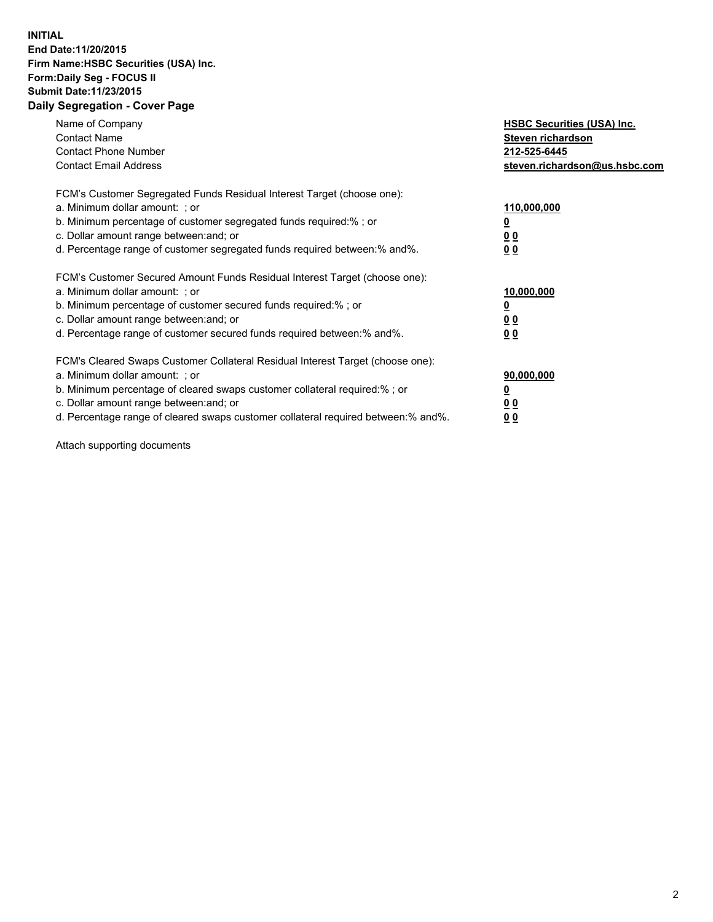**INITIAL**
**End Date:11/20/2015**
**Firm Name:HSBC Securities (USA) Inc.**
**Form:Daily Seg - FOCUS II**
**Submit Date:11/23/2015**
**Daily Segregation - Cover Page**

| | |
|---|---|
| Name of Company | **HSBC Securities (USA) Inc.** |
| Contact Name | **Steven richardson** |
| Contact Phone Number | **212-525-6445** |
| Contact Email Address | **steven.richardson@us.hsbc.com** |
| FCM's Customer Segregated Funds Residual Interest Target (choose one): | |
| a. Minimum dollar amount: ; or | **110,000,000** |
| b. Minimum percentage of customer segregated funds required:% ; or | **0** |
| c. Dollar amount range between:and; or | **0 0** |
| d. Percentage range of customer segregated funds required between:% and%. | **0 0** |
| FCM's Customer Secured Amount Funds Residual Interest Target (choose one): | |
| a. Minimum dollar amount: ; or | **10,000,000** |
| b. Minimum percentage of customer secured funds required:% ; or | **0** |
| c. Dollar amount range between:and; or | **0 0** |
| d. Percentage range of customer secured funds required between:% and%. | **0 0** |
| FCM's Cleared Swaps Customer Collateral Residual Interest Target (choose one): | |
| a. Minimum dollar amount: ; or | **90,000,000** |
| b. Minimum percentage of cleared swaps customer collateral required:% ; or | **0** |
| c. Dollar amount range between:and; or | **0 0** |
| d. Percentage range of cleared swaps customer collateral required between:% and%. | **0 0** |

Attach supporting documents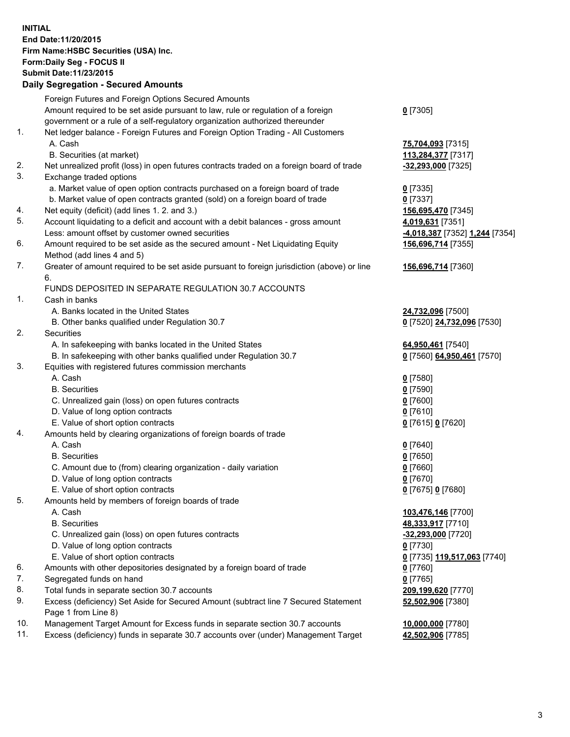**INITIAL**
**End Date:11/20/2015**
**Firm Name:HSBC Securities (USA) Inc.**
**Form:Daily Seg - FOCUS II**
**Submit Date:11/23/2015**

## Daily Segregation - Secured Amounts

| | | |
|---|---|---|
| | Foreign Futures and Foreign Options Secured Amounts | |
| | Amount required to be set aside pursuant to law, rule or regulation of a foreign government or a rule of a self-regulatory organization authorized thereunder | **0** [7305] |
| 1. | Net ledger balance - Foreign Futures and Foreign Option Trading - All Customers | |
| | A. Cash | **75,704,093** [7315] |
| | B. Securities (at market) | **113,284,377** [7317] |
| 2. | Net unrealized profit (loss) in open futures contracts traded on a foreign board of trade | **-32,293,000** [7325] |
| 3. | Exchange traded options | |
| | a. Market value of open option contracts purchased on a foreign board of trade | **0** [7335] |
| | b. Market value of open contracts granted (sold) on a foreign board of trade | **0** [7337] |
| 4. | Net equity (deficit) (add lines 1. 2. and 3.) | **156,695,470** [7345] |
| 5. | Account liquidating to a deficit and account with a debit balances - gross amount | **4,019,631** [7351] |
| | Less: amount offset by customer owned securities | **-4,018,387** [7352] **1,244** [7354] |
| 6. | Amount required to be set aside as the secured amount - Net Liquidating Equity Method (add lines 4 and 5) | **156,696,714** [7355] |
| 7. | Greater of amount required to be set aside pursuant to foreign jurisdiction (above) or line 6. | **156,696,714** [7360] |
| | FUNDS DEPOSITED IN SEPARATE REGULATION 30.7 ACCOUNTS | |
| 1. | Cash in banks | |
| | A. Banks located in the United States | **24,732,096** [7500] |
| | B. Other banks qualified under Regulation 30.7 | **0** [7520] **24,732,096** [7530] |
| 2. | Securities | |
| | A. In safekeeping with banks located in the United States | **64,950,461** [7540] |
| | B. In safekeeping with other banks qualified under Regulation 30.7 | **0** [7560] **64,950,461** [7570] |
| 3. | Equities with registered futures commission merchants | |
| | A. Cash | **0** [7580] |
| | B. Securities | **0** [7590] |
| | C. Unrealized gain (loss) on open futures contracts | **0** [7600] |
| | D. Value of long option contracts | **0** [7610] |
| | E. Value of short option contracts | **0** [7615] **0** [7620] |
| 4. | Amounts held by clearing organizations of foreign boards of trade | |
| | A. Cash | **0** [7640] |
| | B. Securities | **0** [7650] |
| | C. Amount due to (from) clearing organization - daily variation | **0** [7660] |
| | D. Value of long option contracts | **0** [7670] |
| | E. Value of short option contracts | **0** [7675] **0** [7680] |
| 5. | Amounts held by members of foreign boards of trade | |
| | A. Cash | **103,476,146** [7700] |
| | B. Securities | **48,333,917** [7710] |
| | C. Unrealized gain (loss) on open futures contracts | **-32,293,000** [7720] |
| | D. Value of long option contracts | **0** [7730] |
| | E. Value of short option contracts | **0** [7735] **119,517,063** [7740] |
| 6. | Amounts with other depositories designated by a foreign board of trade | **0** [7760] |
| 7. | Segregated funds on hand | **0** [7765] |
| 8. | Total funds in separate section 30.7 accounts | **209,199,620** [7770] |
| 9. | Excess (deficiency) Set Aside for Secured Amount (subtract line 7 Secured Statement Page 1 from Line 8) | **52,502,906** [7380] |
| 10. | Management Target Amount for Excess funds in separate section 30.7 accounts | **10,000,000** [7780] |
| 11. | Excess (deficiency) funds in separate 30.7 accounts over (under) Management Target | **42,502,906** [7785] |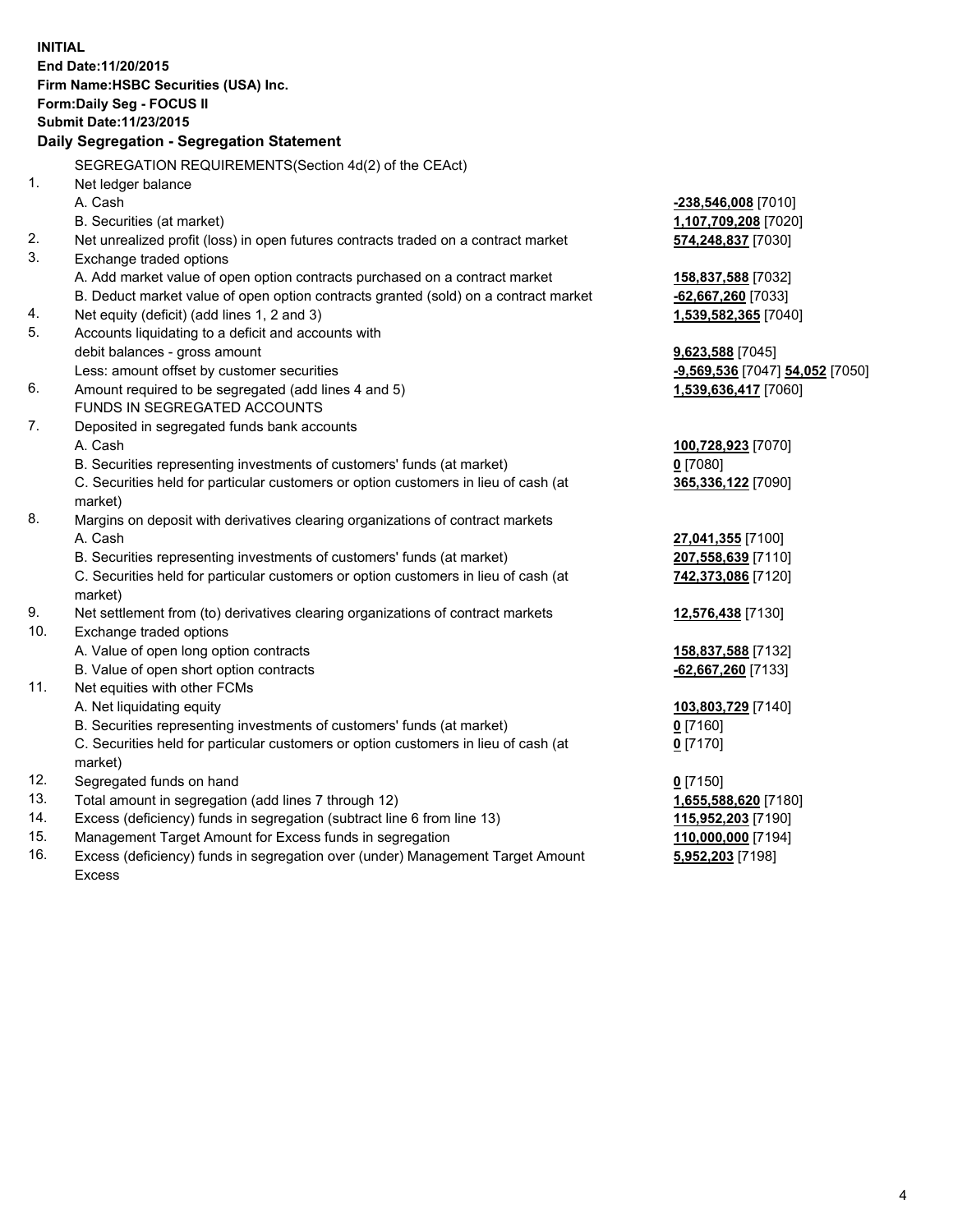**INITIAL**
**End Date:11/20/2015**
**Firm Name:HSBC Securities (USA) Inc.**
**Form:Daily Seg - FOCUS II**
**Submit Date:11/23/2015**

### Daily Segregation - Segregation Statement

| | | |
|---|---|---|
| | SEGREGATION REQUIREMENTS(Section 4d(2) of the CEAct) | |
| 1. | Net ledger balance | |
| | A. Cash | **-238,546,008** [7010] |
| | B. Securities (at market) | **1,107,709,208** [7020] |
| 2. | Net unrealized profit (loss) in open futures contracts traded on a contract market | **574,248,837** [7030] |
| 3. | Exchange traded options | |
| | A. Add market value of open option contracts purchased on a contract market | **158,837,588** [7032] |
| | B. Deduct market value of open option contracts granted (sold) on a contract market | **-62,667,260** [7033] |
| 4. | Net equity (deficit) (add lines 1, 2 and 3) | **1,539,582,365** [7040] |
| 5. | Accounts liquidating to a deficit and accounts with | |
| | debit balances - gross amount | **9,623,588** [7045] |
| | Less: amount offset by customer securities | **-9,569,536** [7047] **54,052** [7050] |
| 6. | Amount required to be segregated (add lines 4 and 5) | **1,539,636,417** [7060] |
| | FUNDS IN SEGREGATED ACCOUNTS | |
| 7. | Deposited in segregated funds bank accounts | |
| | A. Cash | **100,728,923** [7070] |
| | B. Securities representing investments of customers' funds (at market) | **0** [7080] |
| | C. Securities held for particular customers or option customers in lieu of cash (at market) | **365,336,122** [7090] |
| 8. | Margins on deposit with derivatives clearing organizations of contract markets | |
| | A. Cash | **27,041,355** [7100] |
| | B. Securities representing investments of customers' funds (at market) | **207,558,639** [7110] |
| | C. Securities held for particular customers or option customers in lieu of cash (at market) | **742,373,086** [7120] |
| 9. | Net settlement from (to) derivatives clearing organizations of contract markets | **12,576,438** [7130] |
| 10. | Exchange traded options | |
| | A. Value of open long option contracts | **158,837,588** [7132] |
| | B. Value of open short option contracts | **-62,667,260** [7133] |
| 11. | Net equities with other FCMs | |
| | A. Net liquidating equity | **103,803,729** [7140] |
| | B. Securities representing investments of customers' funds (at market) | **0** [7160] |
| | C. Securities held for particular customers or option customers in lieu of cash (at market) | **0** [7170] |
| 12. | Segregated funds on hand | **0** [7150] |
| 13. | Total amount in segregation (add lines 7 through 12) | **1,655,588,620** [7180] |
| 14. | Excess (deficiency) funds in segregation (subtract line 6 from line 13) | **115,952,203** [7190] |
| 15. | Management Target Amount for Excess funds in segregation | **110,000,000** [7194] |
| 16. | Excess (deficiency) funds in segregation over (under) Management Target Amount Excess | **5,952,203** [7198] |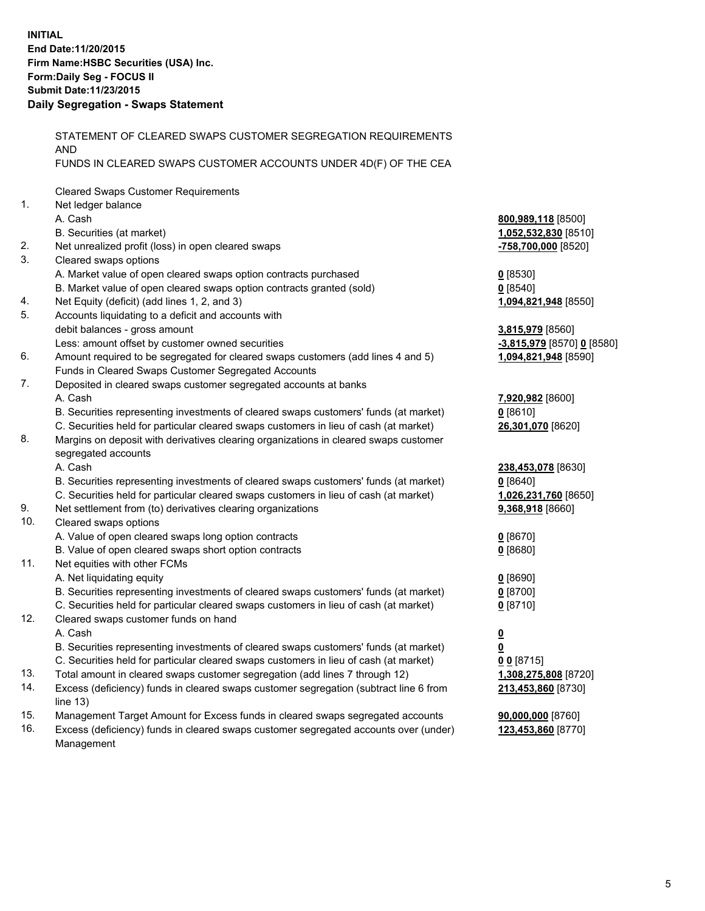**INITIAL**
**End Date:11/20/2015**
**Firm Name:HSBC Securities (USA) Inc.**
**Form:Daily Seg - FOCUS II**
**Submit Date:11/23/2015**
**Daily Segregation - Swaps Statement**

STATEMENT OF CLEARED SWAPS CUSTOMER SEGREGATION REQUIREMENTS AND FUNDS IN CLEARED SWAPS CUSTOMER ACCOUNTS UNDER 4D(F) OF THE CEA

| | | |
|---|---|---|
| | Cleared Swaps Customer Requirements | |
| 1. | Net ledger balance | |
| | A. Cash | **800,989,118** [8500] |
| | B. Securities (at market) | **1,052,532,830** [8510] |
| 2. | Net unrealized profit (loss) in open cleared swaps | **-758,700,000** [8520] |
| 3. | Cleared swaps options | |
| | A. Market value of open cleared swaps option contracts purchased | **0** [8530] |
| | B. Market value of open cleared swaps option contracts granted (sold) | **0** [8540] |
| 4. | Net Equity (deficit) (add lines 1, 2, and 3) | **1,094,821,948** [8550] |
| 5. | Accounts liquidating to a deficit and accounts with debit balances - gross amount | **3,815,979** [8560] |
| | Less: amount offset by customer owned securities | **-3,815,979** [8570] **0** [8580] |
| 6. | Amount required to be segregated for cleared swaps customers (add lines 4 and 5) | **1,094,821,948** [8590] |
| | Funds in Cleared Swaps Customer Segregated Accounts | |
| 7. | Deposited in cleared swaps customer segregated accounts at banks | |
| | A. Cash | **7,920,982** [8600] |
| | B. Securities representing investments of cleared swaps customers' funds (at market) | **0** [8610] |
| | C. Securities held for particular cleared swaps customers in lieu of cash (at market) | **26,301,070** [8620] |
| 8. | Margins on deposit with derivatives clearing organizations in cleared swaps customer segregated accounts | |
| | A. Cash | **238,453,078** [8630] |
| | B. Securities representing investments of cleared swaps customers' funds (at market) | **0** [8640] |
| | C. Securities held for particular cleared swaps customers in lieu of cash (at market) | **1,026,231,760** [8650] |
| 9. | Net settlement from (to) derivatives clearing organizations | **9,368,918** [8660] |
| 10. | Cleared swaps options | |
| | A. Value of open cleared swaps long option contracts | **0** [8670] |
| | B. Value of open cleared swaps short option contracts | **0** [8680] |
| 11. | Net equities with other FCMs | |
| | A. Net liquidating equity | **0** [8690] |
| | B. Securities representing investments of cleared swaps customers' funds (at market) | **0** [8700] |
| | C. Securities held for particular cleared swaps customers in lieu of cash (at market) | **0** [8710] |
| 12. | Cleared swaps customer funds on hand | |
| | A. Cash | **0** |
| | B. Securities representing investments of cleared swaps customers' funds (at market) | **0** |
| | C. Securities held for particular cleared swaps customers in lieu of cash (at market) | **0** **0** [8715] |
| 13. | Total amount in cleared swaps customer segregation (add lines 7 through 12) | **1,308,275,808** [8720] |
| 14. | Excess (deficiency) funds in cleared swaps customer segregation (subtract line 6 from line 13) | **213,453,860** [8730] |
| 15. | Management Target Amount for Excess funds in cleared swaps segregated accounts | **90,000,000** [8760] |
| 16. | Excess (deficiency) funds in cleared swaps customer segregated accounts over (under) Management | **123,453,860** [8770] |